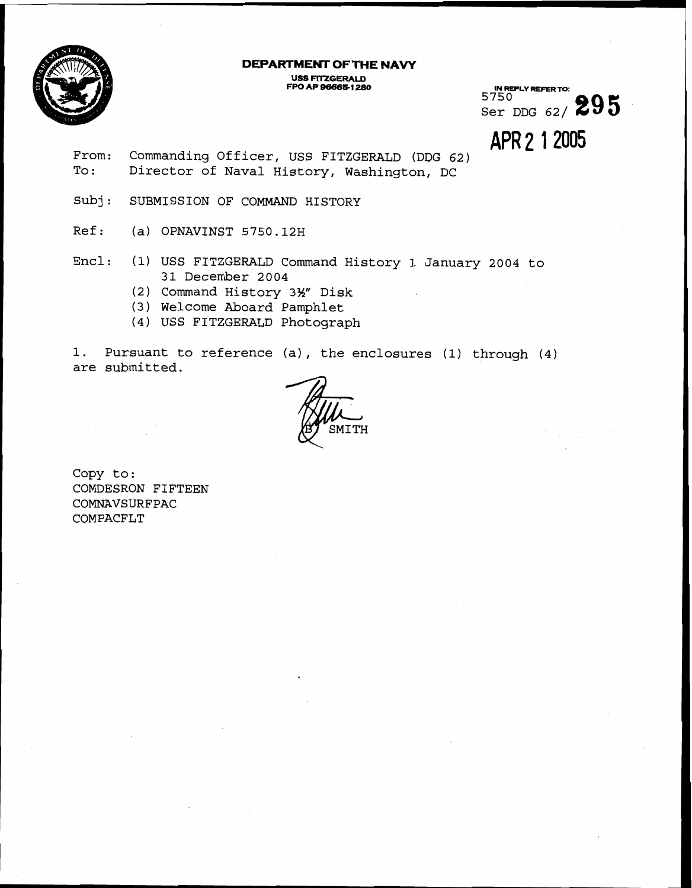**DEPARTMENT OF THE NAVY**
USS FITZGERALD
FPO AP 96665-1280

IN REPLY REFER TO:
5750
Ser DDG 62/ **295**

**APR 21 2005**

From: Commanding Officer, USS FITZGERALD (DDG 62)
To: Director of Naval History, Washington, DC

Subj: SUBMISSION OF COMMAND HISTORY

Ref: (a) OPNAVINST 5750.12H

Encl: (1) USS FITZGERALD Command History 1 January 2004 to 31 December 2004
(2) Command History 3½" Disk
(3) Welcome Aboard Pamphlet
(4) USS FITZGERALD Photograph

1. Pursuant to reference (a), the enclosures (1) through (4) are submitted.

B. SMITH

Copy to:
COMDESRON FIFTEEN
COMNAVSURFPAC
COMPACFLT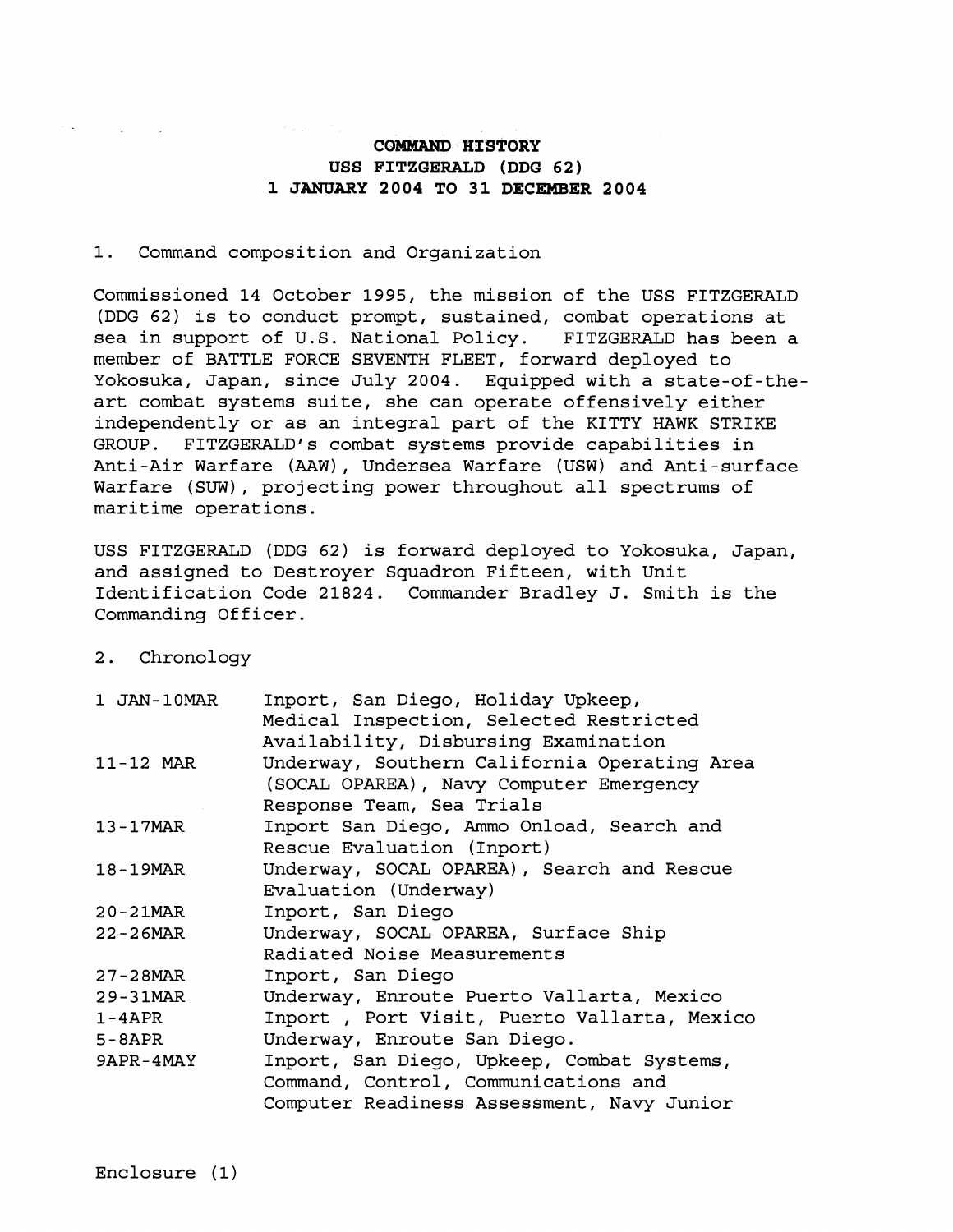**COMMAND HISTORY**
**USS FITZGERALD (DDG 62)**
**1 JANUARY 2004 TO 31 DECEMBER 2004**

1. Command composition and Organization

Commissioned 14 October 1995, the mission of the USS FITZGERALD (DDG 62) is to conduct prompt, sustained, combat operations at sea in support of U.S. National Policy. FITZGERALD has been a member of BATTLE FORCE SEVENTH FLEET, forward deployed to Yokosuka, Japan, since July 2004. Equipped with a state-of-the-art combat systems suite, she can operate offensively either independently or as an integral part of the KITTY HAWK STRIKE GROUP. FITZGERALD's combat systems provide capabilities in Anti-Air Warfare (AAW), Undersea Warfare (USW) and Anti-surface Warfare (SUW), projecting power throughout all spectrums of maritime operations.

USS FITZGERALD (DDG 62) is forward deployed to Yokosuka, Japan, and assigned to Destroyer Squadron Fifteen, with Unit Identification Code 21824. Commander Bradley J. Smith is the Commanding Officer.

2. Chronology

| | |
|---|---|
| 1 JAN-10MAR | Inport, San Diego, Holiday Upkeep, Medical Inspection, Selected Restricted Availability, Disbursing Examination |
| 11-12 MAR | Underway, Southern California Operating Area (SOCAL OPAREA), Navy Computer Emergency Response Team, Sea Trials |
| 13-17MAR | Inport San Diego, Ammo Onload, Search and Rescue Evaluation (Inport) |
| 18-19MAR | Underway, SOCAL OPAREA), Search and Rescue Evaluation (Underway) |
| 20-21MAR | Inport, San Diego |
| 22-26MAR | Underway, SOCAL OPAREA, Surface Ship Radiated Noise Measurements |
| 27-28MAR | Inport, San Diego |
| 29-31MAR | Underway, Enroute Puerto Vallarta, Mexico |
| 1-4APR | Inport , Port Visit, Puerto Vallarta, Mexico |
| 5-8APR | Underway, Enroute San Diego. |
| 9APR-4MAY | Inport, San Diego, Upkeep, Combat Systems, Command, Control, Communications and Computer Readiness Assessment, Navy Junior |

Enclosure (1)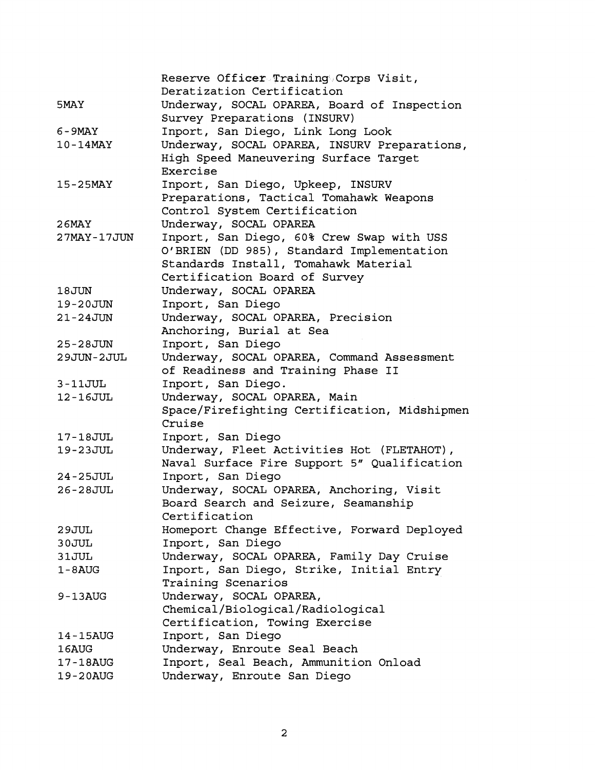| | |
|---|---|
| | Reserve Officer Training Corps Visit, Deratization Certification |
| 5MAY | Underway, SOCAL OPAREA, Board of Inspection Survey Preparations (INSURV) |
| 6-9MAY | Inport, San Diego, Link Long Look |
| 10-14MAY | Underway, SOCAL OPAREA, INSURV Preparations, High Speed Maneuvering Surface Target Exercise |
| 15-25MAY | Inport, San Diego, Upkeep, INSURV Preparations, Tactical Tomahawk Weapons Control System Certification |
| 26MAY | Underway, SOCAL OPAREA |
| 27MAY-17JUN | Inport, San Diego, 60% Crew Swap with USS O'BRIEN (DD 985), Standard Implementation Standards Install, Tomahawk Material Certification Board of Survey |
| 18JUN | Underway, SOCAL OPAREA |
| 19-20JUN | Inport, San Diego |
| 21-24JUN | Underway, SOCAL OPAREA, Precision Anchoring, Burial at Sea |
| 25-28JUN | Inport, San Diego |
| 29JUN-2JUL | Underway, SOCAL OPAREA, Command Assessment of Readiness and Training Phase II |
| 3-11JUL | Inport, San Diego. |
| 12-16JUL | Underway, SOCAL OPAREA, Main Space/Firefighting Certification, Midshipmen Cruise |
| 17-18JUL | Inport, San Diego |
| 19-23JUL | Underway, Fleet Activities Hot (FLETAHOT), Naval Surface Fire Support 5" Qualification |
| 24-25JUL | Inport, San Diego |
| 26-28JUL | Underway, SOCAL OPAREA, Anchoring, Visit Board Search and Seizure, Seamanship Certification |
| 29JUL | Homeport Change Effective, Forward Deployed |
| 30JUL | Inport, San Diego |
| 31JUL | Underway, SOCAL OPAREA, Family Day Cruise |
| 1-8AUG | Inport, San Diego, Strike, Initial Entry Training Scenarios |
| 9-13AUG | Underway, SOCAL OPAREA, Chemical/Biological/Radiological Certification, Towing Exercise |
| 14-15AUG | Inport, San Diego |
| 16AUG | Underway, Enroute Seal Beach |
| 17-18AUG | Inport, Seal Beach, Ammunition Onload |
| 19-20AUG | Underway, Enroute San Diego |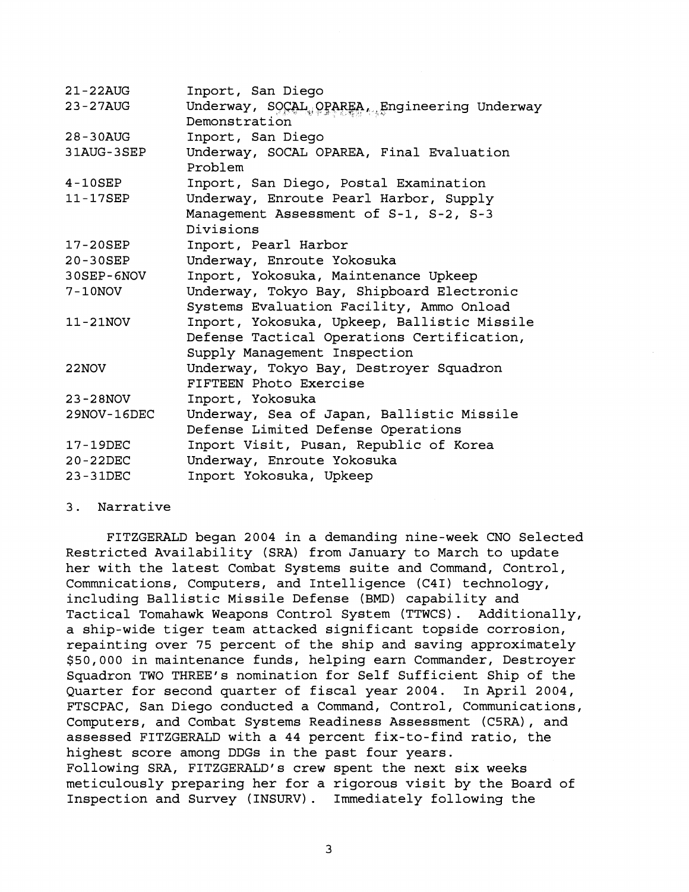| | |
|---|---|
| 21-22AUG | Inport, San Diego |
| 23-27AUG | Underway, SOCAL OPAREA, Engineering Underway Demonstration |
| 28-30AUG | Inport, San Diego |
| 31AUG-3SEP | Underway, SOCAL OPAREA, Final Evaluation Problem |
| 4-10SEP | Inport, San Diego, Postal Examination |
| 11-17SEP | Underway, Enroute Pearl Harbor, Supply Management Assessment of S-1, S-2, S-3 Divisions |
| 17-20SEP | Inport, Pearl Harbor |
| 20-30SEP | Underway, Enroute Yokosuka |
| 30SEP-6NOV | Inport, Yokosuka, Maintenance Upkeep |
| 7-10NOV | Underway, Tokyo Bay, Shipboard Electronic Systems Evaluation Facility, Ammo Onload |
| 11-21NOV | Inport, Yokosuka, Upkeep, Ballistic Missile Defense Tactical Operations Certification, Supply Management Inspection |
| 22NOV | Underway, Tokyo Bay, Destroyer Squadron FIFTEEN Photo Exercise |
| 23-28NOV | Inport, Yokosuka |
| 29NOV-16DEC | Underway, Sea of Japan, Ballistic Missile Defense Limited Defense Operations |
| 17-19DEC | Inport Visit, Pusan, Republic of Korea |
| 20-22DEC | Underway, Enroute Yokosuka |
| 23-31DEC | Inport Yokosuka, Upkeep |

3. Narrative

FITZGERALD began 2004 in a demanding nine-week CNO Selected Restricted Availability (SRA) from January to March to update her with the latest Combat Systems suite and Command, Control, Commmnications, Computers, and Intelligence (C4I) technology, including Ballistic Missile Defense (BMD) capability and Tactical Tomahawk Weapons Control System (TTWCS). Additionally, a ship-wide tiger team attacked significant topside corrosion, repainting over 75 percent of the ship and saving approximately $50,000 in maintenance funds, helping earn Commander, Destroyer Squadron TWO THREE's nomination for Self Sufficient Ship of the Quarter for second quarter of fiscal year 2004. In April 2004, FTSCPAC, San Diego conducted a Command, Control, Communications, Computers, and Combat Systems Readiness Assessment (C5RA), and assessed FITZGERALD with a 44 percent fix-to-find ratio, the highest score among DDGs in the past four years. Following SRA, FITZGERALD's crew spent the next six weeks meticulously preparing her for a rigorous visit by the Board of Inspection and Survey (INSURV). Immediately following the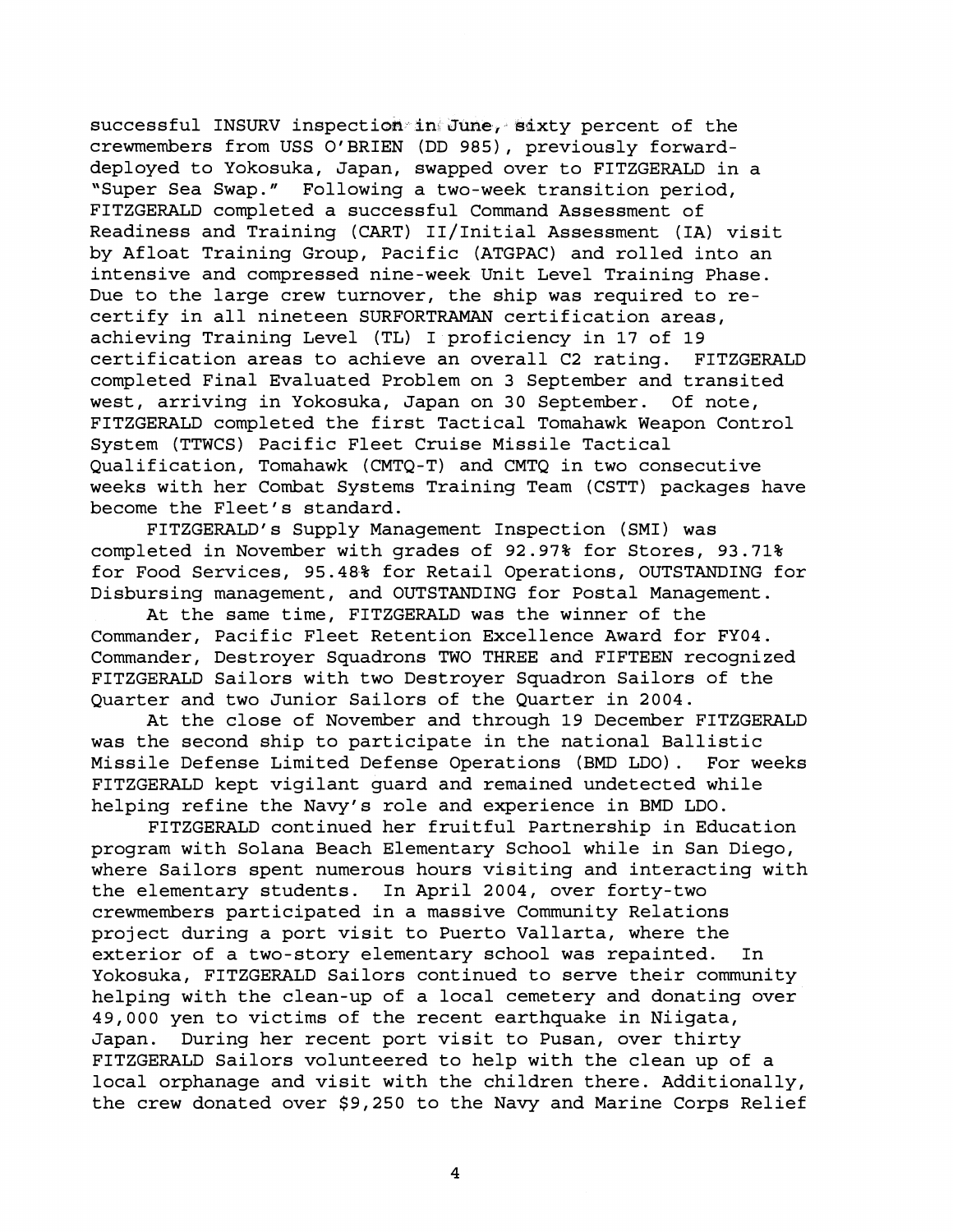successful INSURV inspection in June, sixty percent of the crewmembers from USS O'BRIEN (DD 985), previously forward-deployed to Yokosuka, Japan, swapped over to FITZGERALD in a "Super Sea Swap." Following a two-week transition period, FITZGERALD completed a successful Command Assessment of Readiness and Training (CART) II/Initial Assessment (IA) visit by Afloat Training Group, Pacific (ATGPAC) and rolled into an intensive and compressed nine-week Unit Level Training Phase. Due to the large crew turnover, the ship was required to re-certify in all nineteen SURFORTRAMAN certification areas, achieving Training Level (TL) I proficiency in 17 of 19 certification areas to achieve an overall C2 rating. FITZGERALD completed Final Evaluated Problem on 3 September and transited west, arriving in Yokosuka, Japan on 30 September. Of note, FITZGERALD completed the first Tactical Tomahawk Weapon Control System (TTWCS) Pacific Fleet Cruise Missile Tactical Qualification, Tomahawk (CMTQ-T) and CMTQ in two consecutive weeks with her Combat Systems Training Team (CSTT) packages have become the Fleet's standard.

FITZGERALD's Supply Management Inspection (SMI) was completed in November with grades of 92.97% for Stores, 93.71% for Food Services, 95.48% for Retail Operations, OUTSTANDING for Disbursing management, and OUTSTANDING for Postal Management.

At the same time, FITZGERALD was the winner of the Commander, Pacific Fleet Retention Excellence Award for FY04. Commander, Destroyer Squadrons TWO THREE and FIFTEEN recognized FITZGERALD Sailors with two Destroyer Squadron Sailors of the Quarter and two Junior Sailors of the Quarter in 2004.

At the close of November and through 19 December FITZGERALD was the second ship to participate in the national Ballistic Missile Defense Limited Defense Operations (BMD LDO). For weeks FITZGERALD kept vigilant guard and remained undetected while helping refine the Navy's role and experience in BMD LDO.

FITZGERALD continued her fruitful Partnership in Education program with Solana Beach Elementary School while in San Diego, where Sailors spent numerous hours visiting and interacting with the elementary students. In April 2004, over forty-two crewmembers participated in a massive Community Relations project during a port visit to Puerto Vallarta, where the exterior of a two-story elementary school was repainted. In Yokosuka, FITZGERALD Sailors continued to serve their community helping with the clean-up of a local cemetery and donating over 49,000 yen to victims of the recent earthquake in Niigata, Japan. During her recent port visit to Pusan, over thirty FITZGERALD Sailors volunteered to help with the clean up of a local orphanage and visit with the children there. Additionally, the crew donated over $9,250 to the Navy and Marine Corps Relief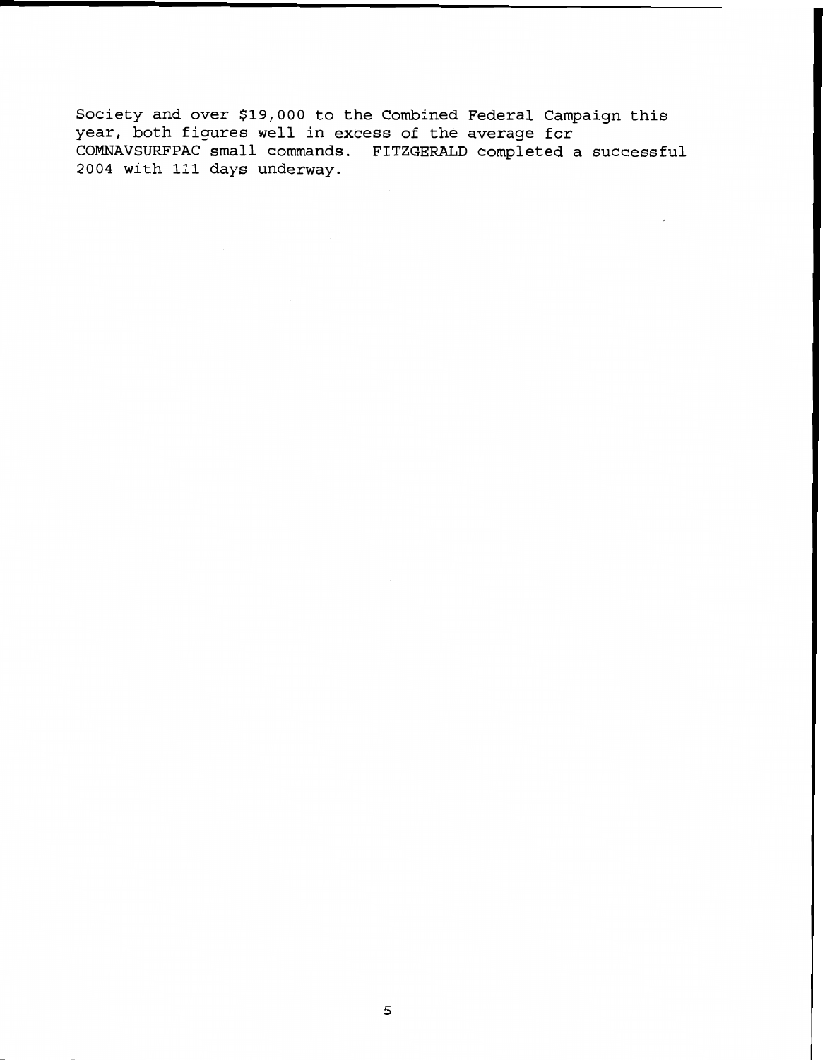Society and over $19,000 to the Combined Federal Campaign this year, both figures well in excess of the average for COMNAVSURFPAC small commands. FITZGERALD completed a successful 2004 with 111 days underway.